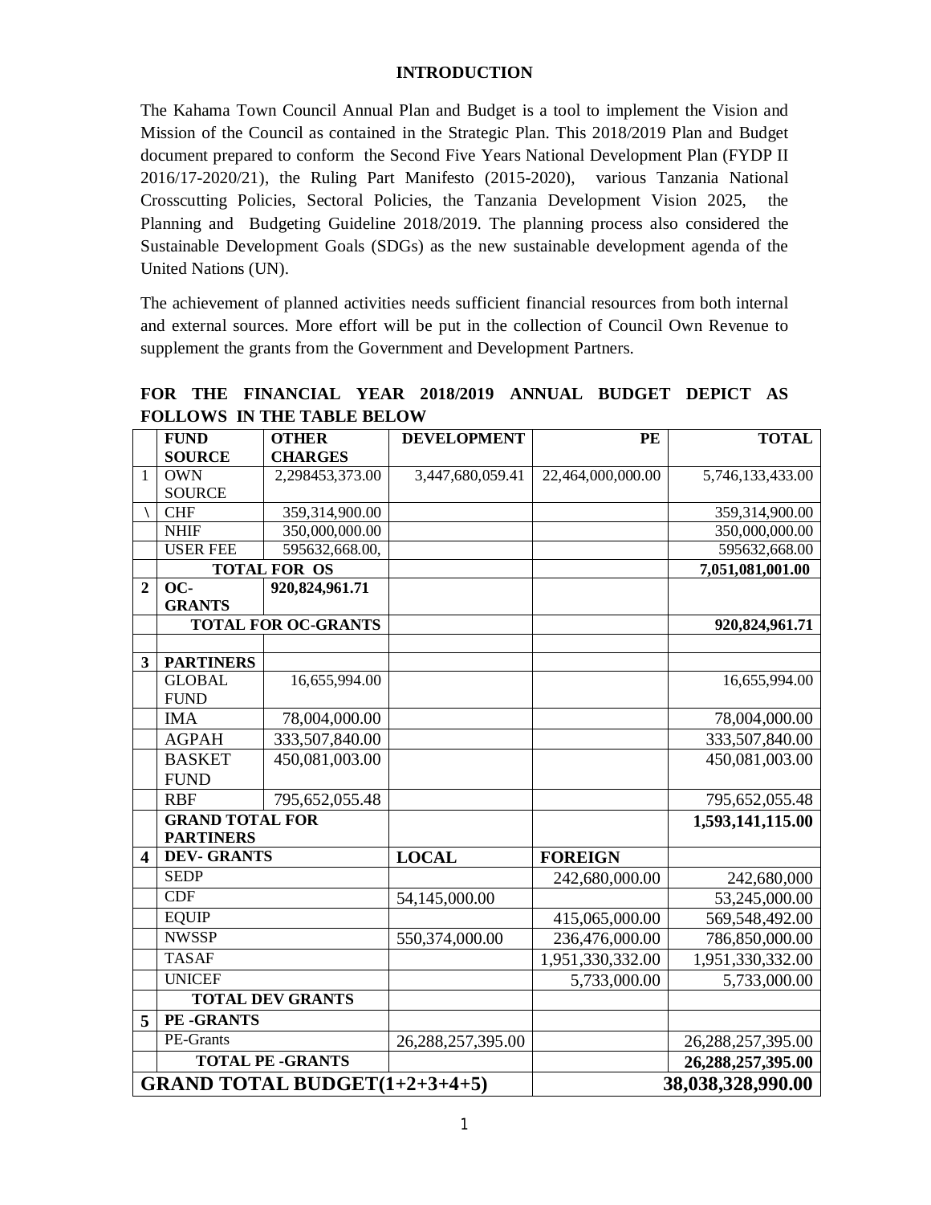## INTRODUCTION

The Kahama Town Council Annual Plan and Budget is a tool to implement the Vision and Mission of the Council as contained in the Strategic Plan. This 2018/2019 Plan and Budget document prepared to conform the Second Five Years National Development Plan (FYDP II 2016/17-2020/21), the Ruling Part Manifesto (2015-2020), various Tanzania National Crosscutting Policies, Sectoral Policies, the Tanzania Development Vision 2025, the Planning and Budgeting Guideline 2018/2019. The planning process also considered the Sustainable Development Goals (SDGs) as the new sustainable development agenda of the United Nations (UN).

The achievement of planned activities needs sufficient financial resources from both internal and external sources. More effort will be put in the collection of Council Own Revenue to supplement the grants from the Government and Development Partners.

**FOR THE FINANCIAL YEAR 2018/2019 ANNUAL BUDGET DEPICT AS FOLLOWS IN THE TABLE BELOW**

| | FUND SOURCE | OTHER CHARGES | DEVELOPMENT | PE | TOTAL |
|---|---|---|---|---|---|
| 1 | OWN SOURCE | 2,298453,373.00 | 3,447,680,059.41 | 22,464,000,000.00 | 5,746,133,433.00 |
| \ | CHF | 359,314,900.00 | | | 359,314,900.00 |
| | NHIF | 350,000,000.00 | | | 350,000,000.00 |
| | USER FEE | 595632,668.00, | | | 595632,668.00 |
| | **TOTAL FOR OS** | | | | **7,051,081,001.00** |
| **2** | **OC-GRANTS** | **920,824,961.71** | | | |
| | **TOTAL FOR OC-GRANTS** | | | | **920,824,961.71** |
| | | | | | |
| **3** | **PARTINERS** | | | | |
| | GLOBAL FUND | 16,655,994.00 | | | 16,655,994.00 |
| | IMA | 78,004,000.00 | | | 78,004,000.00 |
| | AGPAH | 333,507,840.00 | | | 333,507,840.00 |
| | BASKET FUND | 450,081,003.00 | | | 450,081,003.00 |
| | RBF | 795,652,055.48 | | | 795,652,055.48 |
| | **GRAND TOTAL FOR PARTINERS** | | | | **1,593,141,115.00** |
| **4** | **DEV- GRANTS** | | **LOCAL** | **FOREIGN** | |
| | SEDP | | | 242,680,000.00 | 242,680,000 |
| | CDF | | 54,145,000.00 | | 53,245,000.00 |
| | EQUIP | | | 415,065,000.00 | 569,548,492.00 |
| | NWSSP | | 550,374,000.00 | 236,476,000.00 | 786,850,000.00 |
| | TASAF | | | 1,951,330,332.00 | 1,951,330,332.00 |
| | UNICEF | | | 5,733,000.00 | 5,733,000.00 |
| | **TOTAL DEV GRANTS** | | | | |
| **5** | **PE -GRANTS** | | | | |
| | PE-Grants | | 26,288,257,395.00 | | 26,288,257,395.00 |
| | **TOTAL PE -GRANTS** | | | | **26,288,257,395.00** |
| **GRAND TOTAL BUDGET(1+2+3+4+5)** | | | | | **38,038,328,990.00** |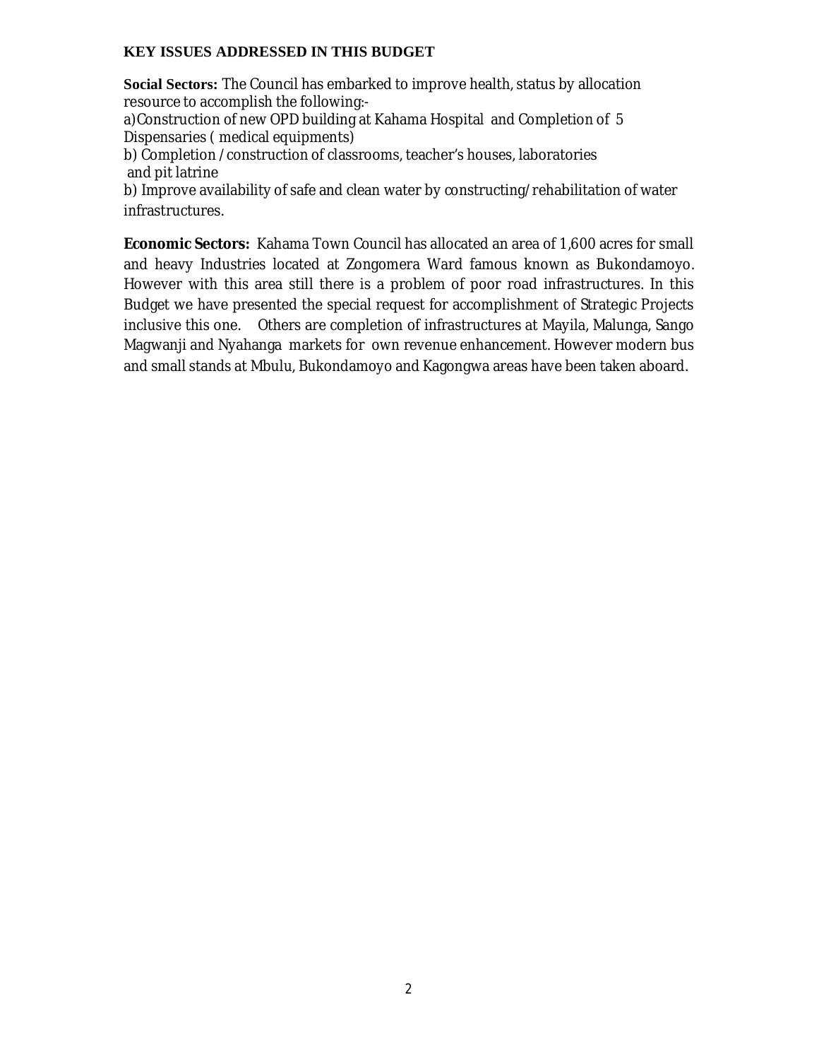**KEY ISSUES ADDRESSED IN THIS BUDGET**

**Social Sectors:** The Council has embarked to improve health, status by allocation resource to accomplish the following:-

a)Construction of new OPD building at Kahama Hospital and Completion of 5 Dispensaries ( medical equipments)

b) Completion /construction of classrooms, teacher's houses, laboratories and pit latrine

b) Improve availability of safe and clean water by constructing/rehabilitation of water infrastructures.

**Economic Sectors:** Kahama Town Council has allocated an area of 1,600 acres for small and heavy Industries located at Zongomera Ward famous known as Bukondamoyo. However with this area still there is a problem of poor road infrastructures. In this Budget we have presented the special request for accomplishment of Strategic Projects inclusive this one. Others are completion of infrastructures at Mayila, Malunga, Sango Magwanji and Nyahanga markets for own revenue enhancement. However modern bus and small stands at Mbulu, Bukondamoyo and Kagongwa areas have been taken aboard.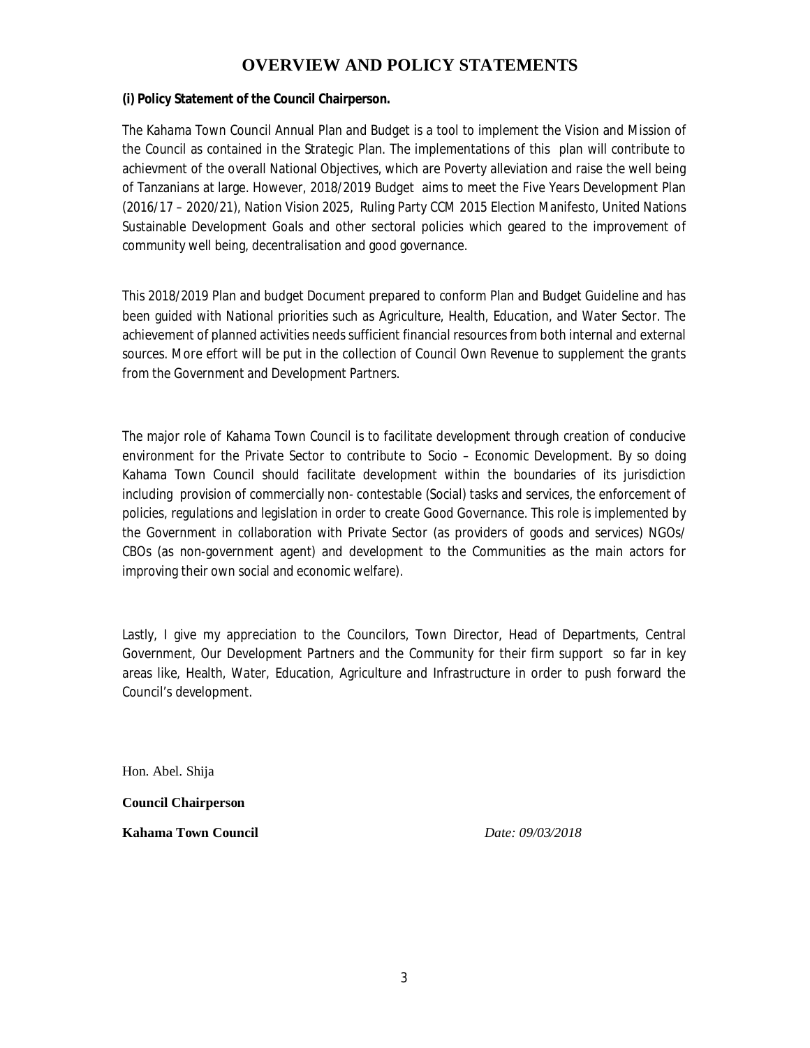# OVERVIEW AND POLICY STATEMENTS

**(i) Policy Statement of the Council Chairperson.**

The Kahama Town Council Annual Plan and Budget is a tool to implement the Vision and Mission of the Council as contained in the Strategic Plan. The implementations of this plan will contribute to achievment of the overall National Objectives, which are Poverty alleviation and raise the well being of Tanzanians at large. However, 2018/2019 Budget aims to meet the Five Years Development Plan (2016/17 – 2020/21), Nation Vision 2025, Ruling Party CCM 2015 Election Manifesto, United Nations Sustainable Development Goals and other sectoral policies which geared to the improvement of community well being, decentralisation and good governance.

This 2018/2019 Plan and budget Document prepared to conform Plan and Budget Guideline and has been guided with National priorities such as Agriculture, Health, Education, and Water Sector. The achievement of planned activities needs sufficient financial resources from both internal and external sources. More effort will be put in the collection of Council Own Revenue to supplement the grants from the Government and Development Partners.

The major role of Kahama Town Council is to facilitate development through creation of conducive environment for the Private Sector to contribute to Socio – Economic Development. By so doing Kahama Town Council should facilitate development within the boundaries of its jurisdiction including provision of commercially non- contestable (Social) tasks and services, the enforcement of policies, regulations and legislation in order to create Good Governance. This role is implemented by the Government in collaboration with Private Sector (as providers of goods and services) NGOs/ CBOs (as non-government agent) and development to the Communities as the main actors for improving their own social and economic welfare).

Lastly, I give my appreciation to the Councilors, Town Director, Head of Departments, Central Government, Our Development Partners and the Community for their firm support so far in key areas like, Health, Water, Education, Agriculture and Infrastructure in order to push forward the Council's development.

Hon. Abel. Shija

**Council Chairperson**

**Kahama Town Council** *Date: 09/03/2018*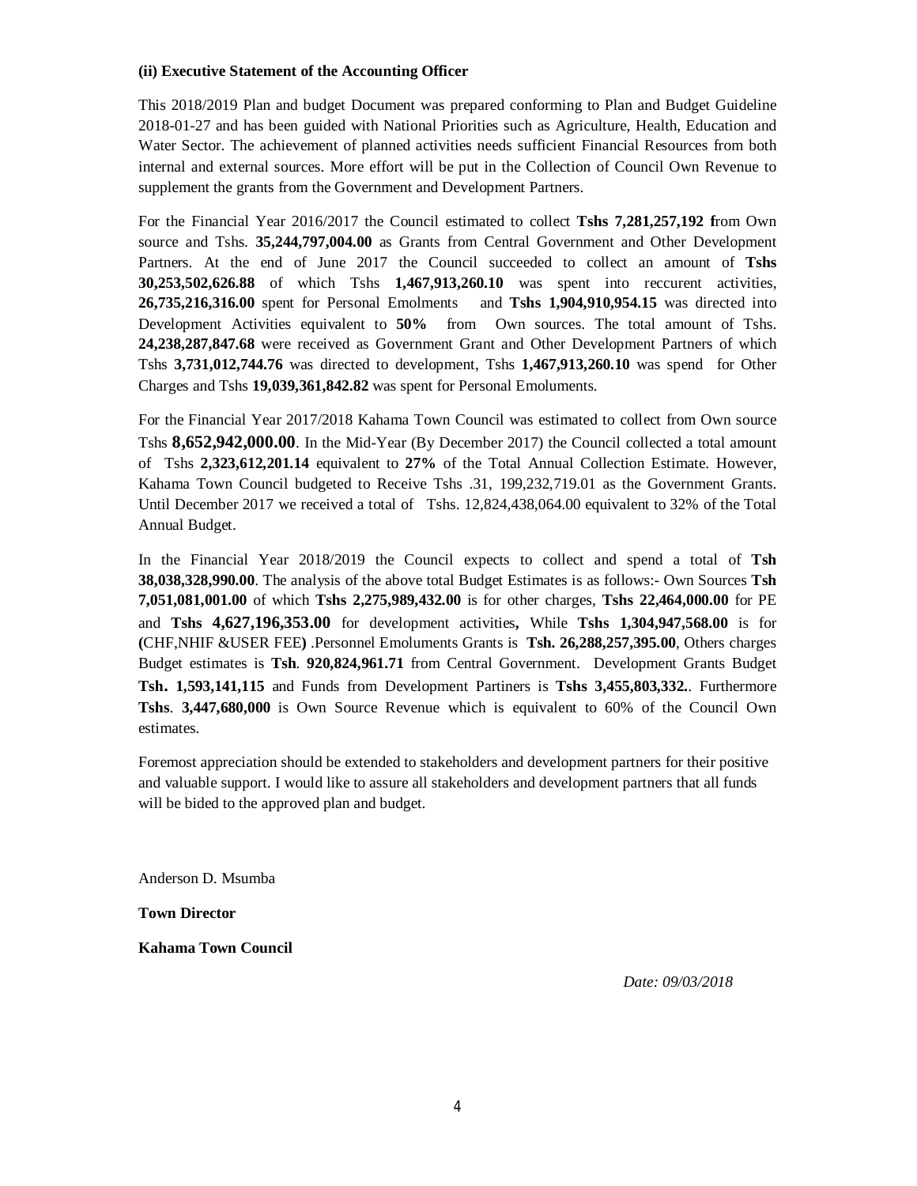**(ii) Executive Statement of the Accounting Officer**

This 2018/2019 Plan and budget Document was prepared conforming to Plan and Budget Guideline 2018-01-27 and has been guided with National Priorities such as Agriculture, Health, Education and Water Sector. The achievement of planned activities needs sufficient Financial Resources from both internal and external sources. More effort will be put in the Collection of Council Own Revenue to supplement the grants from the Government and Development Partners.

For the Financial Year 2016/2017 the Council estimated to collect **Tshs 7,281,257,192 f**rom Own source and Tshs. **35,244,797,004.00** as Grants from Central Government and Other Development Partners. At the end of June 2017 the Council succeeded to collect an amount of **Tshs 30,253,502,626.88** of which Tshs **1,467,913,260.10** was spent into reccurent activities, **26,735,216,316.00** spent for Personal Emolments and **Tshs 1,904,910,954.15** was directed into Development Activities equivalent to **50%** from Own sources. The total amount of Tshs. **24,238,287,847.68** were received as Government Grant and Other Development Partners of which Tshs **3,731,012,744.76** was directed to development, Tshs **1,467,913,260.10** was spend for Other Charges and Tshs **19,039,361,842.82** was spent for Personal Emoluments.

For the Financial Year 2017/2018 Kahama Town Council was estimated to collect from Own source Tshs **8,652,942,000.00**. In the Mid-Year (By December 2017) the Council collected a total amount of Tshs **2,323,612,201.14** equivalent to **27%** of the Total Annual Collection Estimate. However, Kahama Town Council budgeted to Receive Tshs .31, 199,232,719.01 as the Government Grants. Until December 2017 we received a total of Tshs. 12,824,438,064.00 equivalent to 32% of the Total Annual Budget.

In the Financial Year 2018/2019 the Council expects to collect and spend a total of **Tsh 38,038,328,990.00**. The analysis of the above total Budget Estimates is as follows:- Own Sources **Tsh 7,051,081,001.00** of which **Tshs 2,275,989,432.00** is for other charges, **Tshs 22,464,000.00** for PE and **Tshs 4,627,196,353.00** for development activities**,** While **Tshs 1,304,947,568.00** is for **(**CHF,NHIF &USER FEE**)** .Personnel Emoluments Grants is **Tsh. 26,288,257,395.00**, Others charges Budget estimates is **Tsh**. **920,824,961.71** from Central Government. Development Grants Budget **Tsh. 1,593,141,115** and Funds from Development Partiners is **Tshs 3,455,803,332.**. Furthermore **Tshs**. **3,447,680,000** is Own Source Revenue which is equivalent to 60% of the Council Own estimates.

Foremost appreciation should be extended to stakeholders and development partners for their positive and valuable support. I would like to assure all stakeholders and development partners that all funds will be bided to the approved plan and budget.

Anderson D. Msumba

**Town Director**

**Kahama Town Council**

*Date: 09/03/2018*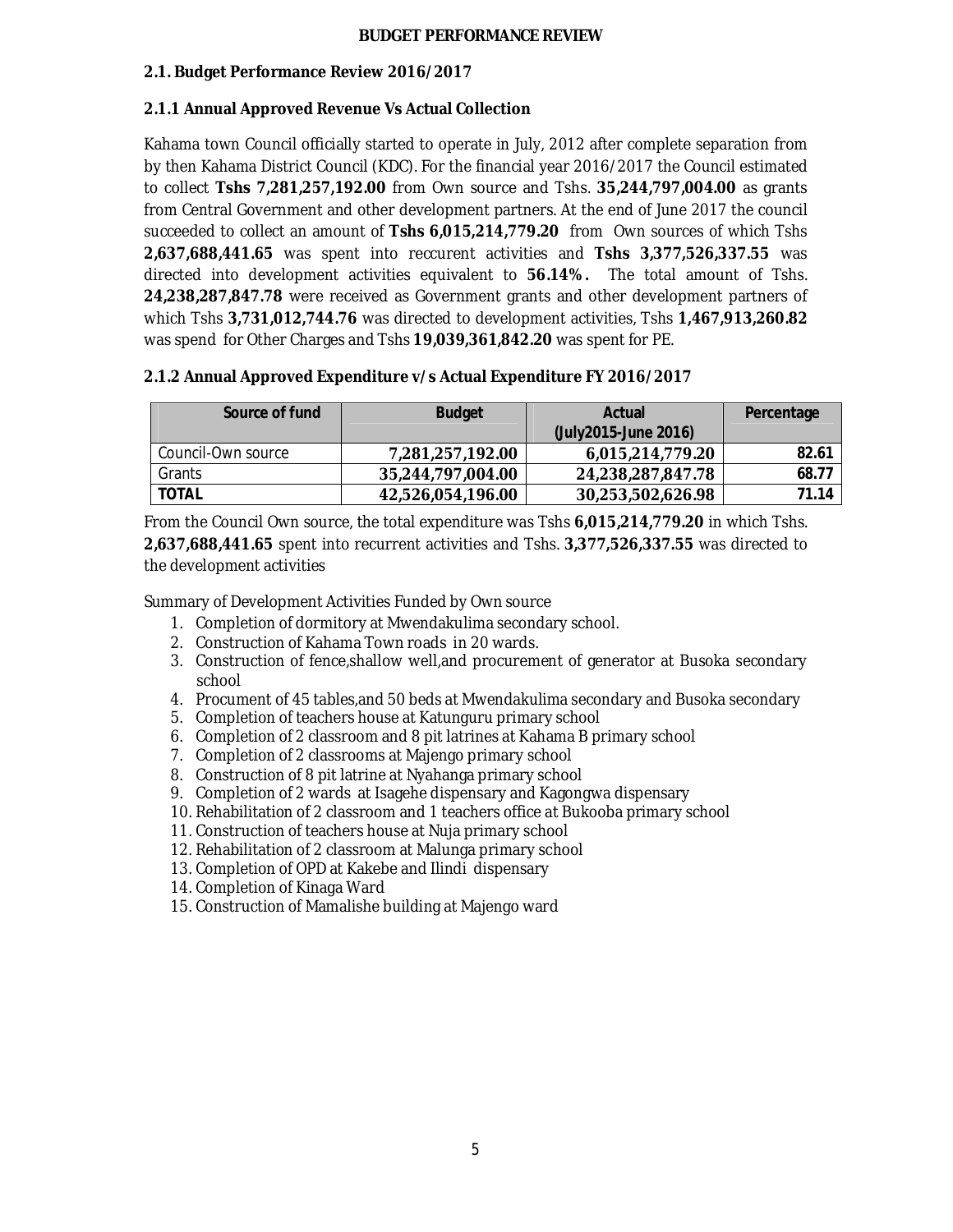**BUDGET PERFORMANCE REVIEW**

## 2.1. Budget Performance Review 2016/2017

### 2.1.1 Annual Approved Revenue Vs Actual Collection

Kahama town Council officially started to operate in July, 2012 after complete separation from by then Kahama District Council (KDC). For the financial year 2016/2017 the Council estimated to collect **Tshs 7,281,257,192.00** from Own source and Tshs. **35,244,797,004.00** as grants from Central Government and other development partners. At the end of June 2017 the council succeeded to collect an amount of **Tshs 6,015,214,779.20** from Own sources of which Tshs **2,637,688,441.65** was spent into reccurent activities and **Tshs 3,377,526,337.55** was directed into development activities equivalent to **56.14%.** The total amount of Tshs. **24,238,287,847.78** were received as Government grants and other development partners of which Tshs **3,731,012,744.76** was directed to development activities, Tshs **1,467,913,260.82** was spend for Other Charges and Tshs **19,039,361,842.20** was spent for PE.

### 2.1.2 Annual Approved Expenditure v/s Actual Expenditure FY 2016/2017

| Source of fund | Budget | Actual (July2015-June 2016) | Percentage |
|---|---|---|---|
| Council-Own source | **7,281,257,192.00** | **6,015,214,779.20** | **82.61** |
| Grants | **35,244,797,004.00** | **24,238,287,847.78** | **68.77** |
| **TOTAL** | **42,526,054,196.00** | **30,253,502,626.98** | **71.14** |

From the Council Own source, the total expenditure was Tshs **6,015,214,779.20** in which Tshs. **2,637,688,441.65** spent into recurrent activities and Tshs. **3,377,526,337.55** was directed to the development activities

Summary of Development Activities Funded by Own source

1. Completion of dormitory at Mwendakulima secondary school.
2. Construction of Kahama Town roads in 20 wards.
3. Construction of fence,shallow well,and procurement of generator at Busoka secondary school
4. Procument of 45 tables,and 50 beds at Mwendakulima secondary and Busoka secondary
5. Completion of teachers house at Katunguru primary school
6. Completion of 2 classroom and 8 pit latrines at Kahama B primary school
7. Completion of 2 classrooms at Majengo primary school
8. Construction of 8 pit latrine at Nyahanga primary school
9. Completion of 2 wards at Isagehe dispensary and Kagongwa dispensary
10. Rehabilitation of 2 classroom and 1 teachers office at Bukooba primary school
11. Construction of teachers house at Nuja primary school
12. Rehabilitation of 2 classroom at Malunga primary school
13. Completion of OPD at Kakebe and Ilindi dispensary
14. Completion of Kinaga Ward
15. Construction of Mamalishe building at Majengo ward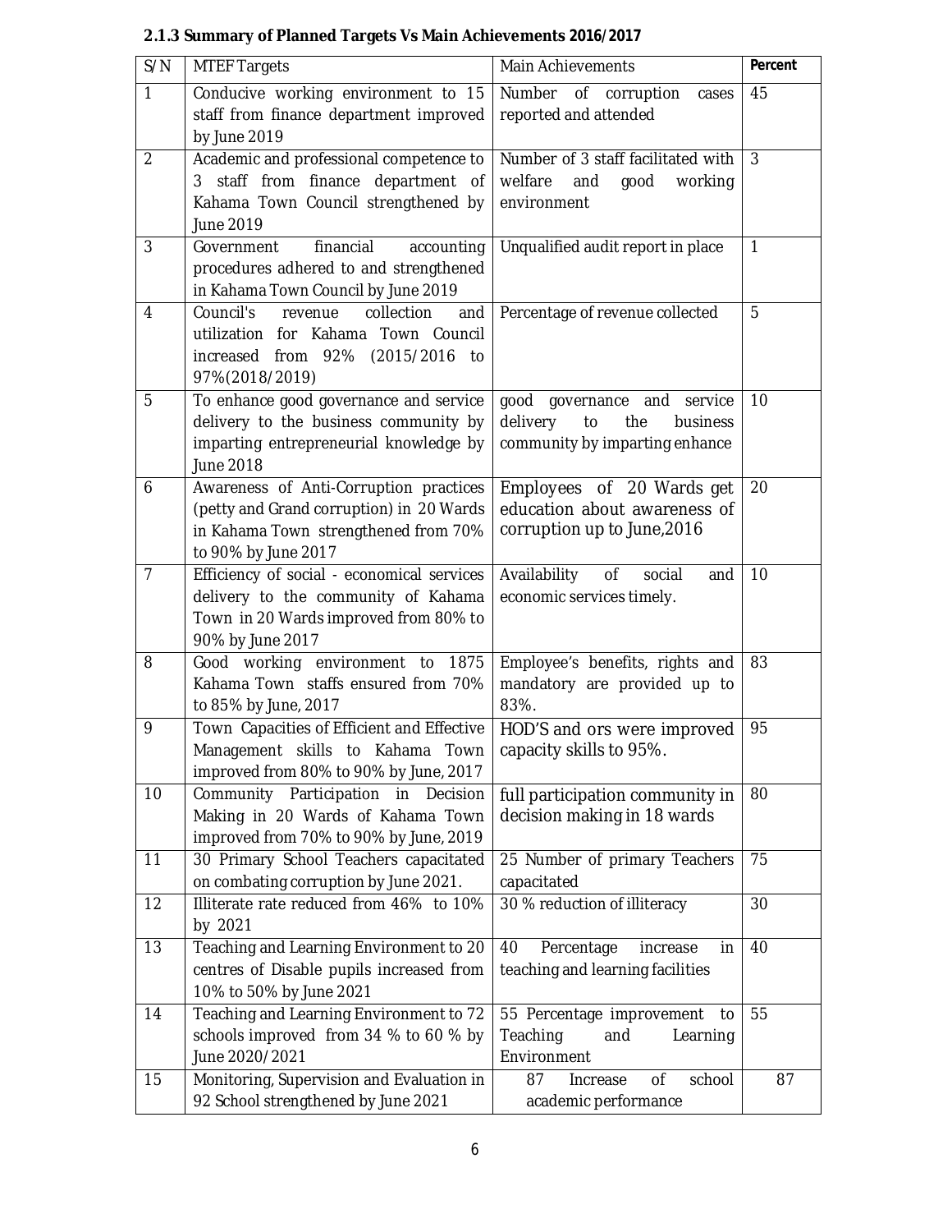### 2.1.3 Summary of Planned Targets Vs Main Achievements 2016/2017

| S/N | MTEF Targets | Main Achievements | Percent |
|---|---|---|---|
| 1 | Conducive working environment to 15 staff from finance department improved by June 2019 | Number of corruption cases reported and attended | 45 |
| 2 | Academic and professional competence to 3 staff from finance department of Kahama Town Council strengthened by June 2019 | Number of 3 staff facilitated with welfare and good working environment | 3 |
| 3 | Government financial accounting procedures adhered to and strengthened in Kahama Town Council by June 2019 | Unqualified audit report in place | 1 |
| 4 | Council's revenue collection and utilization for Kahama Town Council increased from 92% (2015/2016 to 97%(2018/2019) | Percentage of revenue collected | 5 |
| 5 | To enhance good governance and service delivery to the business community by imparting entrepreneurial knowledge by June 2018 | good governance and service delivery to the business community by imparting enhance | 10 |
| 6 | Awareness of Anti-Corruption practices (petty and Grand corruption) in 20 Wards in Kahama Town strengthened from 70% to 90% by June 2017 | Employees of 20 Wards get education about awareness of corruption up to June,2016 | 20 |
| 7 | Efficiency of social - economical services delivery to the community of Kahama Town in 20 Wards improved from 80% to 90% by June 2017 | Availability of social and economic services timely. | 10 |
| 8 | Good working environment to 1875 Kahama Town staffs ensured from 70% to 85% by June, 2017 | Employee's benefits, rights and mandatory are provided up to 83%. | 83 |
| 9 | Town Capacities of Efficient and Effective Management skills to Kahama Town improved from 80% to 90% by June, 2017 | HOD'S and ors were improved capacity skills to 95%. | 95 |
| 10 | Community Participation in Decision Making in 20 Wards of Kahama Town improved from 70% to 90% by June, 2019 | full participation community in decision making in 18 wards | 80 |
| 11 | 30 Primary School Teachers capacitated on combating corruption by June 2021. | 25 Number of primary Teachers capacitated | 75 |
| 12 | Illiterate rate reduced from 46% to 10% by 2021 | 30 % reduction of illiteracy | 30 |
| 13 | Teaching and Learning Environment to 20 centres of Disable pupils increased from 10% to 50% by June 2021 | 40 Percentage increase in teaching and learning facilities | 40 |
| 14 | Teaching and Learning Environment to 72 schools improved from 34 % to 60 % by June 2020/2021 | 55 Percentage improvement to Teaching and Learning Environment | 55 |
| 15 | Monitoring, Supervision and Evaluation in 92 School strengthened by June 2021 | 87 Increase of school academic performance | 87 |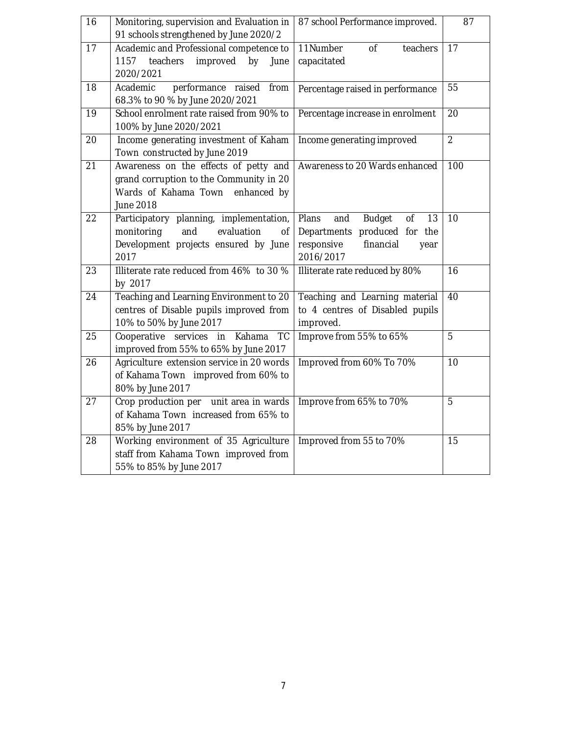| 16 | Monitoring, supervision and Evaluation in 91 schools strengthened by June 2020/2 | 87 school Performance improved. | 87 |
|---|---|---|---|
| 17 | Academic and Professional competence to 1157 teachers improved by June 2020/2021 | 11Number of teachers capacitated | 17 |
| 18 | Academic performance raised from 68.3% to 90 % by June 2020/2021 | Percentage raised in performance | 55 |
| 19 | School enrolment rate raised from 90% to 100% by June 2020/2021 | Percentage increase in enrolment | 20 |
| 20 | Income generating investment of Kaham Town constructed by June 2019 | Income generating improved | 2 |
| 21 | Awareness on the effects of petty and grand corruption to the Community in 20 Wards of Kahama Town enhanced by June 2018 | Awareness to 20 Wards enhanced | 100 |
| 22 | Participatory planning, implementation, monitoring and evaluation of Development projects ensured by June 2017 | Plans and Budget of 13 Departments produced for the responsive financial year 2016/2017 | 10 |
| 23 | Illiterate rate reduced from 46% to 30 % by 2017 | Illiterate rate reduced by 80% | 16 |
| 24 | Teaching and Learning Environment to 20 centres of Disable pupils improved from 10% to 50% by June 2017 | Teaching and Learning material to 4 centres of Disabled pupils improved. | 40 |
| 25 | Cooperative services in Kahama TC improved from 55% to 65% by June 2017 | Improve from 55% to 65% | 5 |
| 26 | Agriculture extension service in 20 words of Kahama Town improved from 60% to 80% by June 2017 | Improved from 60% To 70% | 10 |
| 27 | Crop production per unit area in wards of Kahama Town increased from 65% to 85% by June 2017 | Improve from 65% to 70% | 5 |
| 28 | Working environment of 35 Agriculture staff from Kahama Town improved from 55% to 85% by June 2017 | Improved from 55 to 70% | 15 |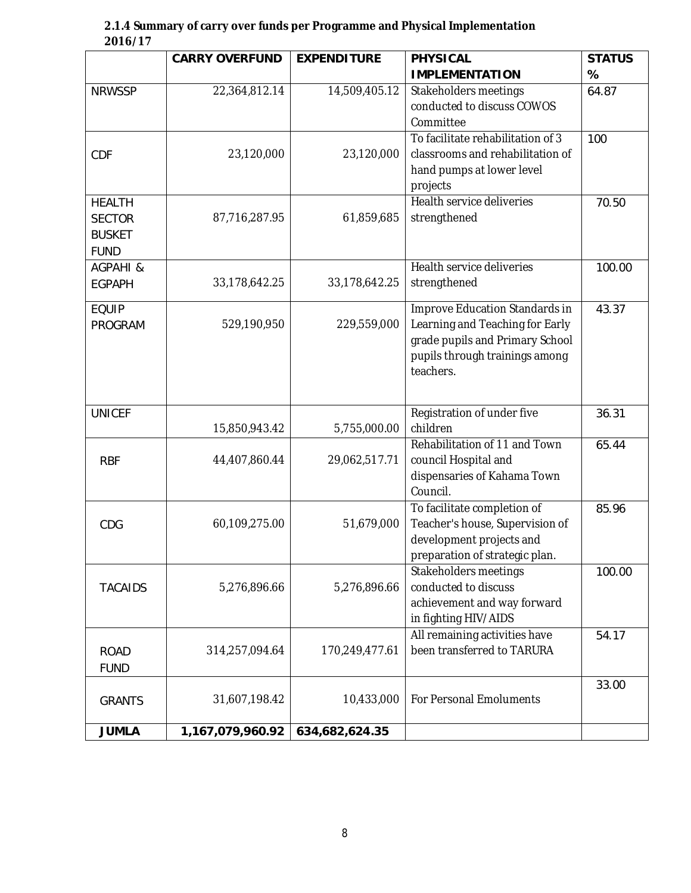**2.1.4 Summary of carry over funds per Programme and Physical Implementation 2016/17**

| | CARRY OVERFUND | EXPENDITURE | PHYSICAL IMPLEMENTATION | STATUS % |
|---|---|---|---|---|
| NRWSSP | 22,364,812.14 | 14,509,405.12 | Stakeholders meetings conducted to discuss COWOS Committee | 64.87 |
| CDF | 23,120,000 | 23,120,000 | To facilitate rehabilitation of 3 classrooms and rehabilitation of hand pumps at lower level projects | 100 |
| HEALTH SECTOR BUSKET FUND | 87,716,287.95 | 61,859,685 | Health service deliveries strengthened | 70.50 |
| AGPAHI & EGPAPH | 33,178,642.25 | 33,178,642.25 | Health service deliveries strengthened | 100.00 |
| EQUIP PROGRAM | 529,190,950 | 229,559,000 | Improve Education Standards in Learning and Teaching for Early grade pupils and Primary School pupils through trainings among teachers. | 43.37 |
| UNICEF | 15,850,943.42 | 5,755,000.00 | Registration of under five children | 36.31 |
| RBF | 44,407,860.44 | 29,062,517.71 | Rehabilitation of 11 and Town council Hospital and dispensaries of Kahama Town Council. | 65.44 |
| CDG | 60,109,275.00 | 51,679,000 | To facilitate completion of Teacher's house, Supervision of development projects and preparation of strategic plan. | 85.96 |
| TACAIDS | 5,276,896.66 | 5,276,896.66 | Stakeholders meetings conducted to discuss achievement and way forward in fighting HIV/AIDS | 100.00 |
| ROAD FUND | 314,257,094.64 | 170,249,477.61 | All remaining activities have been transferred to TARURA | 54.17 |
| GRANTS | 31,607,198.42 | 10,433,000 | For Personal Emoluments | 33.00 |
| **JUMLA** | **1,167,079,960.92** | **634,682,624.35** | | |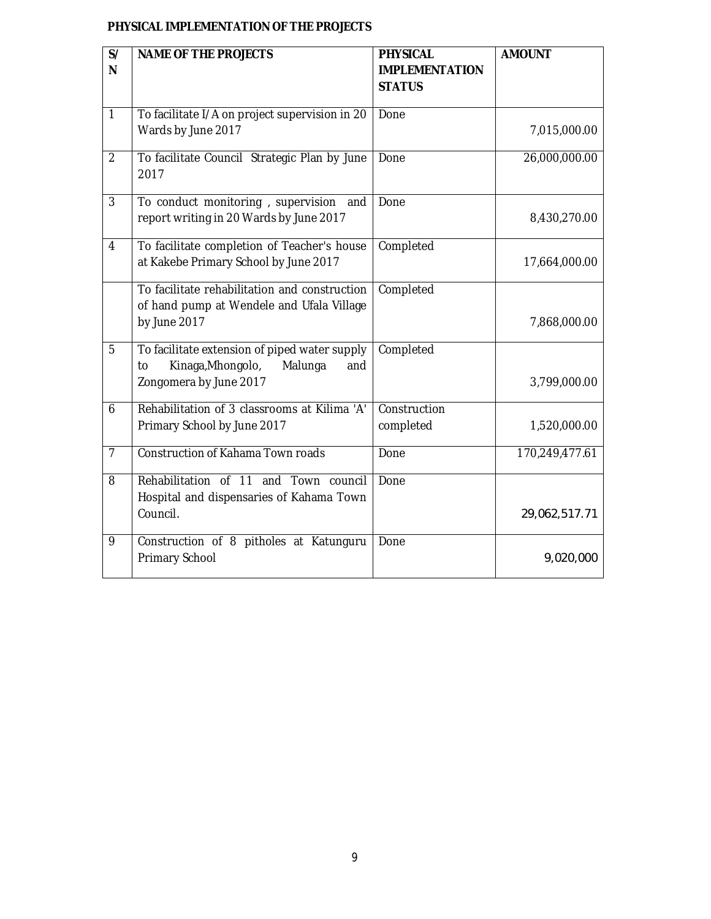**PHYSICAL IMPLEMENTATION OF THE PROJECTS**

| S/N | NAME OF THE PROJECTS | PHYSICAL IMPLEMENTATION STATUS | AMOUNT |
|---|---|---|---|
| 1 | To facilitate I/A on project supervision in 20 Wards by June 2017 | Done | 7,015,000.00 |
| 2 | To facilitate Council Strategic Plan by June 2017 | Done | 26,000,000.00 |
| 3 | To conduct monitoring , supervision and report writing in 20 Wards by June 2017 | Done | 8,430,270.00 |
| 4 | To facilitate completion of Teacher's house at Kakebe Primary School by June 2017 | Completed | 17,664,000.00 |
| | To facilitate rehabilitation and construction of hand pump at Wendele and Ufala Village by June 2017 | Completed | 7,868,000.00 |
| 5 | To facilitate extension of piped water supply to Kinaga,Mhongolo, Malunga and Zongomera by June 2017 | Completed | 3,799,000.00 |
| 6 | Rehabilitation of 3 classrooms at Kilima 'A' Primary School by June 2017 | Construction completed | 1,520,000.00 |
| 7 | Construction of Kahama Town roads | Done | 170,249,477.61 |
| 8 | Rehabilitation of 11 and Town council Hospital and dispensaries of Kahama Town Council. | Done | 29,062,517.71 |
| 9 | Construction of 8 pitholes at Katunguru Primary School | Done | 9,020,000 |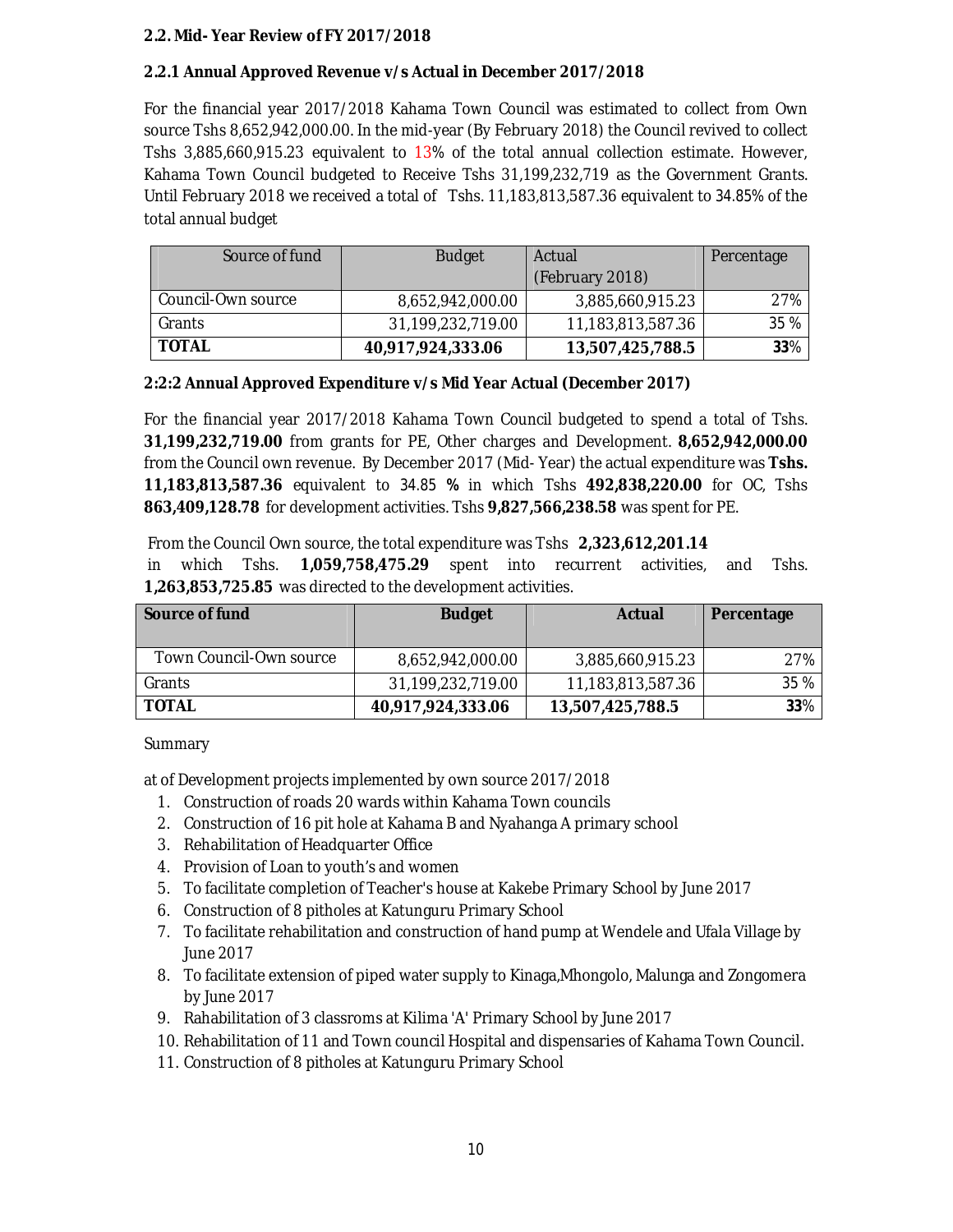**2.2. Mid- Year Review of FY 2017/2018**

**2.2.1 Annual Approved Revenue v/s Actual in December 2017/2018**

For the financial year 2017/2018 Kahama Town Council was estimated to collect from Own source Tshs 8,652,942,000.00. In the mid-year (By February 2018) the Council revived to collect Tshs 3,885,660,915.23 equivalent to 13% of the total annual collection estimate. However, Kahama Town Council budgeted to Receive Tshs 31,199,232,719 as the Government Grants. Until February 2018 we received a total of Tshs. 11,183,813,587.36 equivalent to 34.85% of the total annual budget

| Source of fund | Budget | Actual (February 2018) | Percentage |
|---|---|---|---|
| Council-Own source | 8,652,942,000.00 | 3,885,660,915.23 | 27% |
| Grants | 31,199,232,719.00 | 11,183,813,587.36 | 35 % |
| **TOTAL** | **40,917,924,333.06** | **13,507,425,788.5** | **33**% |

**2:2:2 Annual Approved Expenditure v/s Mid Year Actual (December 2017)**

For the financial year 2017/2018 Kahama Town Council budgeted to spend a total of Tshs. **31,199,232,719.00** from grants for PE, Other charges and Development. **8,652,942,000.00** from the Council own revenue. By December 2017 (Mid- Year) the actual expenditure was **Tshs. 11,183,813,587.36** equivalent to 34.85 **%** in which Tshs **492,838,220.00** for OC, Tshs **863,409,128.78** for development activities. Tshs **9,827,566,238.58** was spent for PE.

From the Council Own source, the total expenditure was Tshs **2,323,612,201.14** in which Tshs. **1,059,758,475.29** spent into recurrent activities, and Tshs. **1,263,853,725.85** was directed to the development activities.

| **Source of fund** | **Budget** | **Actual** | **Percentage** |
|---|---|---|---|
| Town Council-Own source | 8,652,942,000.00 | 3,885,660,915.23 | 27% |
| Grants | 31,199,232,719.00 | 11,183,813,587.36 | 35 % |
| **TOTAL** | **40,917,924,333.06** | **13,507,425,788.5** | **33**% |

Summary

at of Development projects implemented by own source 2017/2018

1. Construction of roads 20 wards within Kahama Town councils
2. Construction of 16 pit hole at Kahama B and Nyahanga A primary school
3. Rehabilitation of Headquarter Office
4. Provision of Loan to youth's and women
5. To facilitate completion of Teacher's house at Kakebe Primary School by June 2017
6. Construction of 8 pitholes at Katunguru Primary School
7. To facilitate rehabilitation and construction of hand pump at Wendele and Ufala Village by June 2017
8. To facilitate extension of piped water supply to Kinaga,Mhongolo, Malunga and Zongomera by June 2017
9. Rahabilitation of 3 classroms at Kilima 'A' Primary School by June 2017
10. Rehabilitation of 11 and Town council Hospital and dispensaries of Kahama Town Council.
11. Construction of 8 pitholes at Katunguru Primary School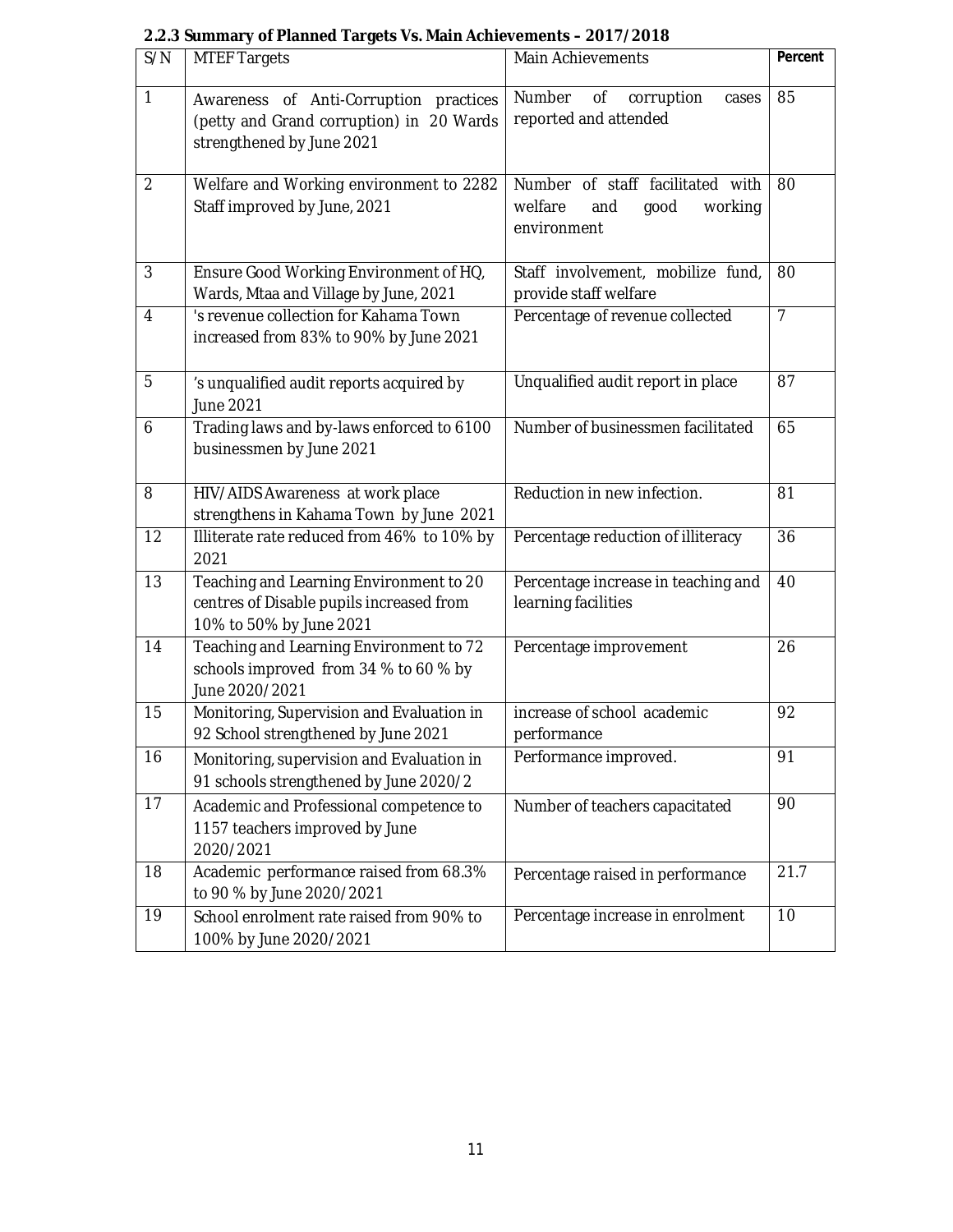### 2.2.3 Summary of Planned Targets Vs. Main Achievements – 2017/2018

| S/N | MTEF Targets | Main Achievements | Percent |
|---|---|---|---|
| 1 | Awareness of Anti-Corruption practices (petty and Grand corruption) in 20 Wards strengthened by June 2021 | Number of corruption cases reported and attended | 85 |
| 2 | Welfare and Working environment to 2282 Staff improved by June, 2021 | Number of staff facilitated with welfare and good working environment | 80 |
| 3 | Ensure Good Working Environment of HQ, Wards, Mtaa and Village by June, 2021 | Staff involvement, mobilize fund, provide staff welfare | 80 |
| 4 | 's revenue collection for Kahama Town increased from 83% to 90% by June 2021 | Percentage of revenue collected | 7 |
| 5 | 's unqualified audit reports acquired by June 2021 | Unqualified audit report in place | 87 |
| 6 | Trading laws and by-laws enforced to 6100 businessmen by June 2021 | Number of businessmen facilitated | 65 |
| 8 | HIV/AIDS Awareness at work place strengthens in Kahama Town by June 2021 | Reduction in new infection. | 81 |
| 12 | Illiterate rate reduced from 46% to 10% by 2021 | Percentage reduction of illiteracy | 36 |
| 13 | Teaching and Learning Environment to 20 centres of Disable pupils increased from 10% to 50% by June 2021 | Percentage increase in teaching and learning facilities | 40 |
| 14 | Teaching and Learning Environment to 72 schools improved from 34 % to 60 % by June 2020/2021 | Percentage improvement | 26 |
| 15 | Monitoring, Supervision and Evaluation in 92 School strengthened by June 2021 | increase of school academic performance | 92 |
| 16 | Monitoring, supervision and Evaluation in 91 schools strengthened by June 2020/2 | Performance improved. | 91 |
| 17 | Academic and Professional competence to 1157 teachers improved by June 2020/2021 | Number of teachers capacitated | 90 |
| 18 | Academic performance raised from 68.3% to 90 % by June 2020/2021 | Percentage raised in performance | 21.7 |
| 19 | School enrolment rate raised from 90% to 100% by June 2020/2021 | Percentage increase in enrolment | 10 |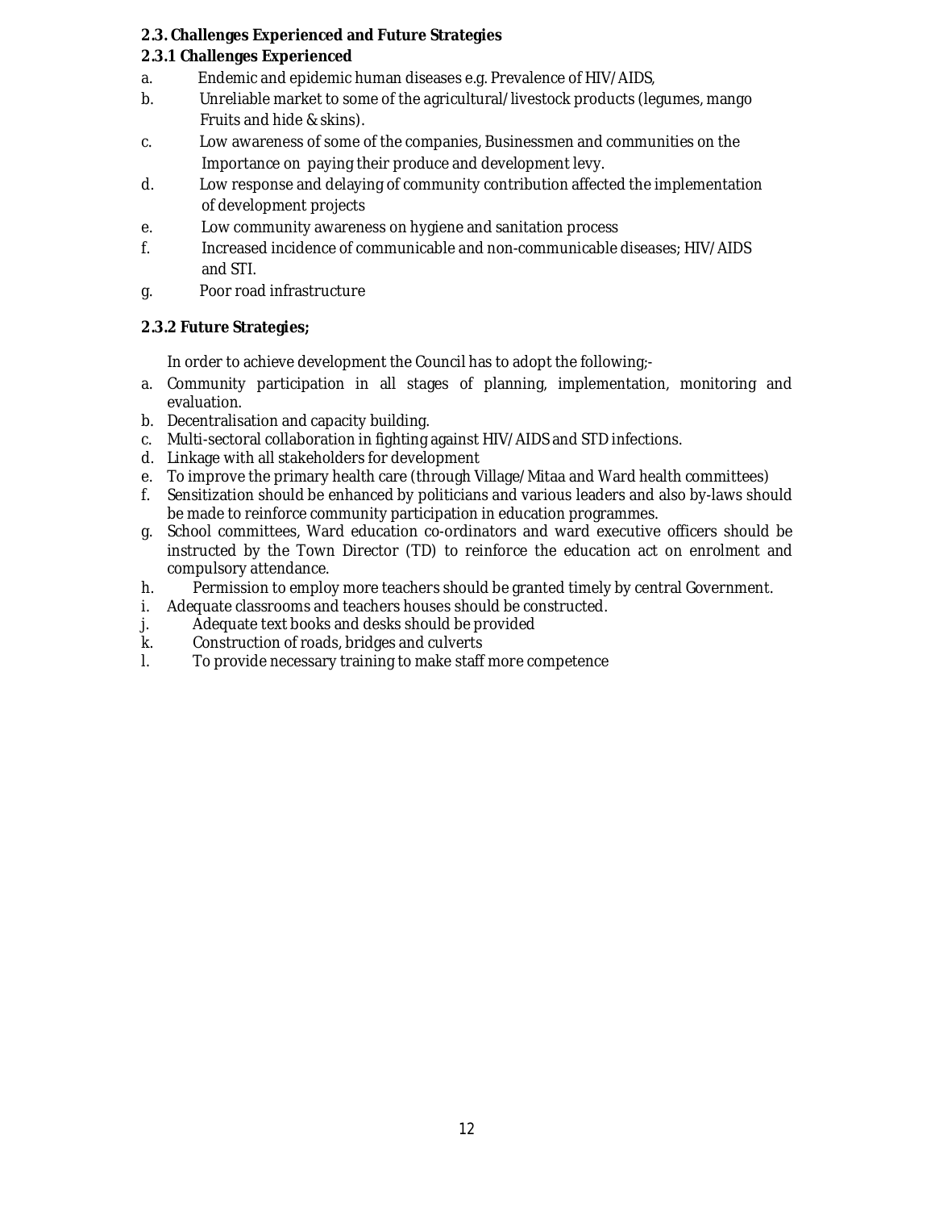### 2.3. Challenges Experienced and Future Strategies

#### 2.3.1 Challenges Experienced

a. Endemic and epidemic human diseases e.g. Prevalence of HIV/AIDS,

b. Unreliable market to some of the agricultural/livestock products (legumes, mango Fruits and hide & skins).

c. Low awareness of some of the companies, Businessmen and communities on the Importance on paying their produce and development levy.

d. Low response and delaying of community contribution affected the implementation of development projects

e. Low community awareness on hygiene and sanitation process

f. Increased incidence of communicable and non-communicable diseases; HIV/AIDS and STI.

g. Poor road infrastructure

#### 2.3.2 Future Strategies;

In order to achieve development the Council has to adopt the following;-

a. Community participation in all stages of planning, implementation, monitoring and evaluation.

b. Decentralisation and capacity building.

c. Multi-sectoral collaboration in fighting against HIV/AIDS and STD infections.

d. Linkage with all stakeholders for development

e. To improve the primary health care (through Village/Mitaa and Ward health committees)

f. Sensitization should be enhanced by politicians and various leaders and also by-laws should be made to reinforce community participation in education programmes.

g. School committees, Ward education co-ordinators and ward executive officers should be instructed by the Town Director (TD) to reinforce the education act on enrolment and compulsory attendance.

h. Permission to employ more teachers should be granted timely by central Government.

i. Adequate classrooms and teachers houses should be constructed.

j. Adequate text books and desks should be provided

k. Construction of roads, bridges and culverts

l. To provide necessary training to make staff more competence